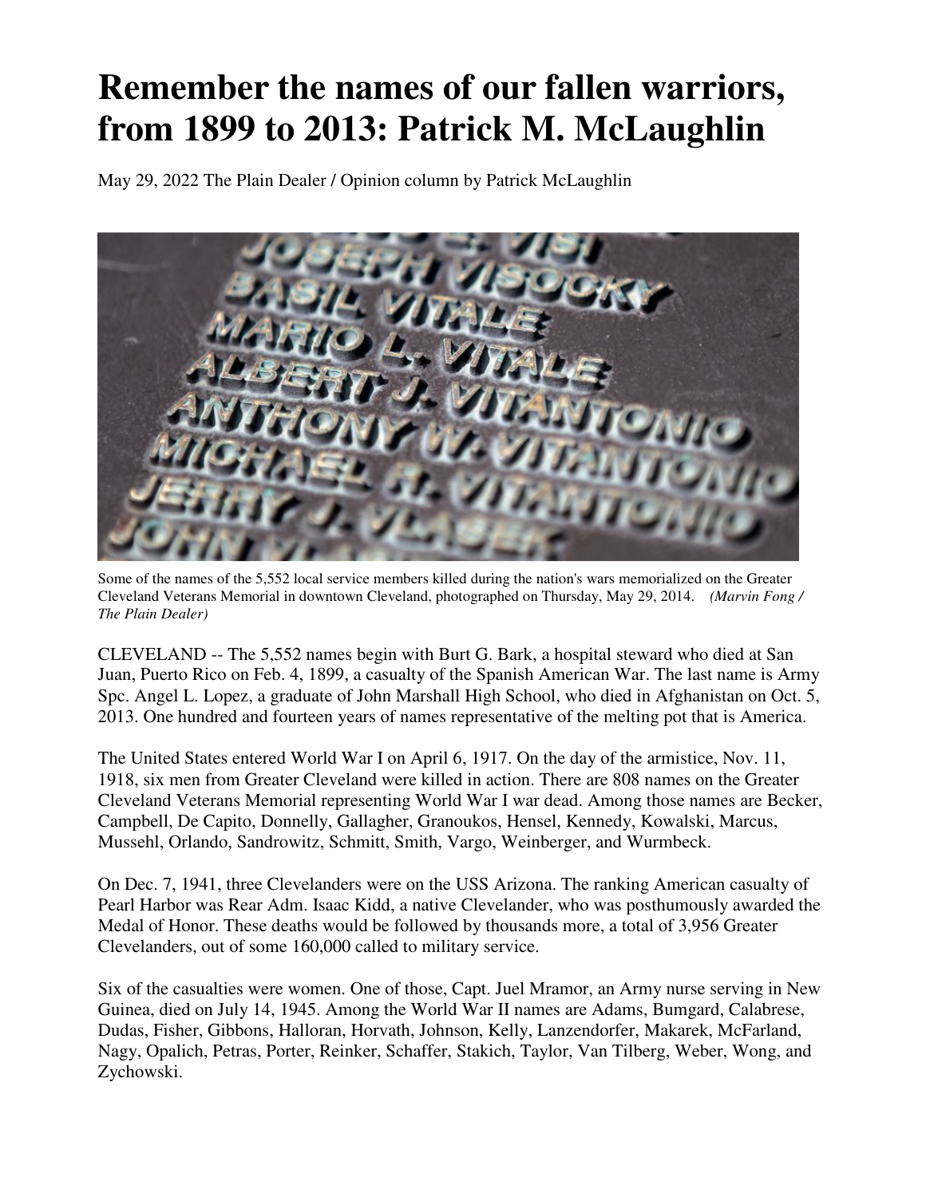# Remember the names of our fallen warriors, from 1899 to 2013: Patrick M. McLaughlin

May 29, 2022 The Plain Dealer / Opinion column by Patrick McLaughlin

Some of the names of the 5,552 local service members killed during the nation's wars memorialized on the Greater Cleveland Veterans Memorial in downtown Cleveland, photographed on Thursday, May 29, 2014. *(Marvin Fong / The Plain Dealer)*

CLEVELAND -- The 5,552 names begin with Burt G. Bark, a hospital steward who died at San Juan, Puerto Rico on Feb. 4, 1899, a casualty of the Spanish American War. The last name is Army Spc. Angel L. Lopez, a graduate of John Marshall High School, who died in Afghanistan on Oct. 5, 2013. One hundred and fourteen years of names representative of the melting pot that is America.

The United States entered World War I on April 6, 1917. On the day of the armistice, Nov. 11, 1918, six men from Greater Cleveland were killed in action. There are 808 names on the Greater Cleveland Veterans Memorial representing World War I war dead. Among those names are Becker, Campbell, De Capito, Donnelly, Gallagher, Granoukos, Hensel, Kennedy, Kowalski, Marcus, Mussehl, Orlando, Sandrowitz, Schmitt, Smith, Vargo, Weinberger, and Wurmbeck.

On Dec. 7, 1941, three Clevelanders were on the USS Arizona. The ranking American casualty of Pearl Harbor was Rear Adm. Isaac Kidd, a native Clevelander, who was posthumously awarded the Medal of Honor. These deaths would be followed by thousands more, a total of 3,956 Greater Clevelanders, out of some 160,000 called to military service.

Six of the casualties were women. One of those, Capt. Juel Mramor, an Army nurse serving in New Guinea, died on July 14, 1945. Among the World War II names are Adams, Bumgard, Calabrese, Dudas, Fisher, Gibbons, Halloran, Horvath, Johnson, Kelly, Lanzendorfer, Makarek, McFarland, Nagy, Opalich, Petras, Porter, Reinker, Schaffer, Stakich, Taylor, Van Tilberg, Weber, Wong, and Zychowski.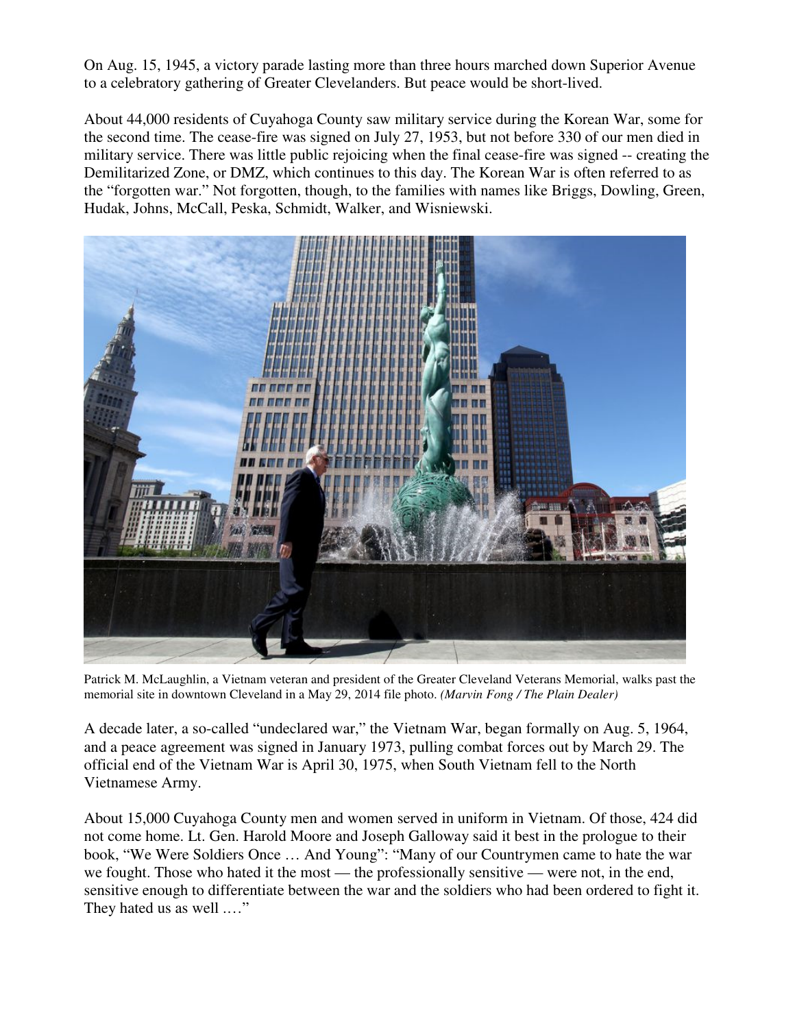On Aug. 15, 1945, a victory parade lasting more than three hours marched down Superior Avenue to a celebratory gathering of Greater Clevelanders. But peace would be short-lived.

About 44,000 residents of Cuyahoga County saw military service during the Korean War, some for the second time. The cease-fire was signed on July 27, 1953, but not before 330 of our men died in military service. There was little public rejoicing when the final cease-fire was signed -- creating the Demilitarized Zone, or DMZ, which continues to this day. The Korean War is often referred to as the "forgotten war." Not forgotten, though, to the families with names like Briggs, Dowling, Green, Hudak, Johns, McCall, Peska, Schmidt, Walker, and Wisniewski.

Patrick M. McLaughlin, a Vietnam veteran and president of the Greater Cleveland Veterans Memorial, walks past the memorial site in downtown Cleveland in a May 29, 2014 file photo. *(Marvin Fong / The Plain Dealer)*

A decade later, a so-called "undeclared war," the Vietnam War, began formally on Aug. 5, 1964, and a peace agreement was signed in January 1973, pulling combat forces out by March 29. The official end of the Vietnam War is April 30, 1975, when South Vietnam fell to the North Vietnamese Army.

About 15,000 Cuyahoga County men and women served in uniform in Vietnam. Of those, 424 did not come home. Lt. Gen. Harold Moore and Joseph Galloway said it best in the prologue to their book, "We Were Soldiers Once … And Young": "Many of our Countrymen came to hate the war we fought. Those who hated it the most — the professionally sensitive — were not, in the end, sensitive enough to differentiate between the war and the soldiers who had been ordered to fight it. They hated us as well .…"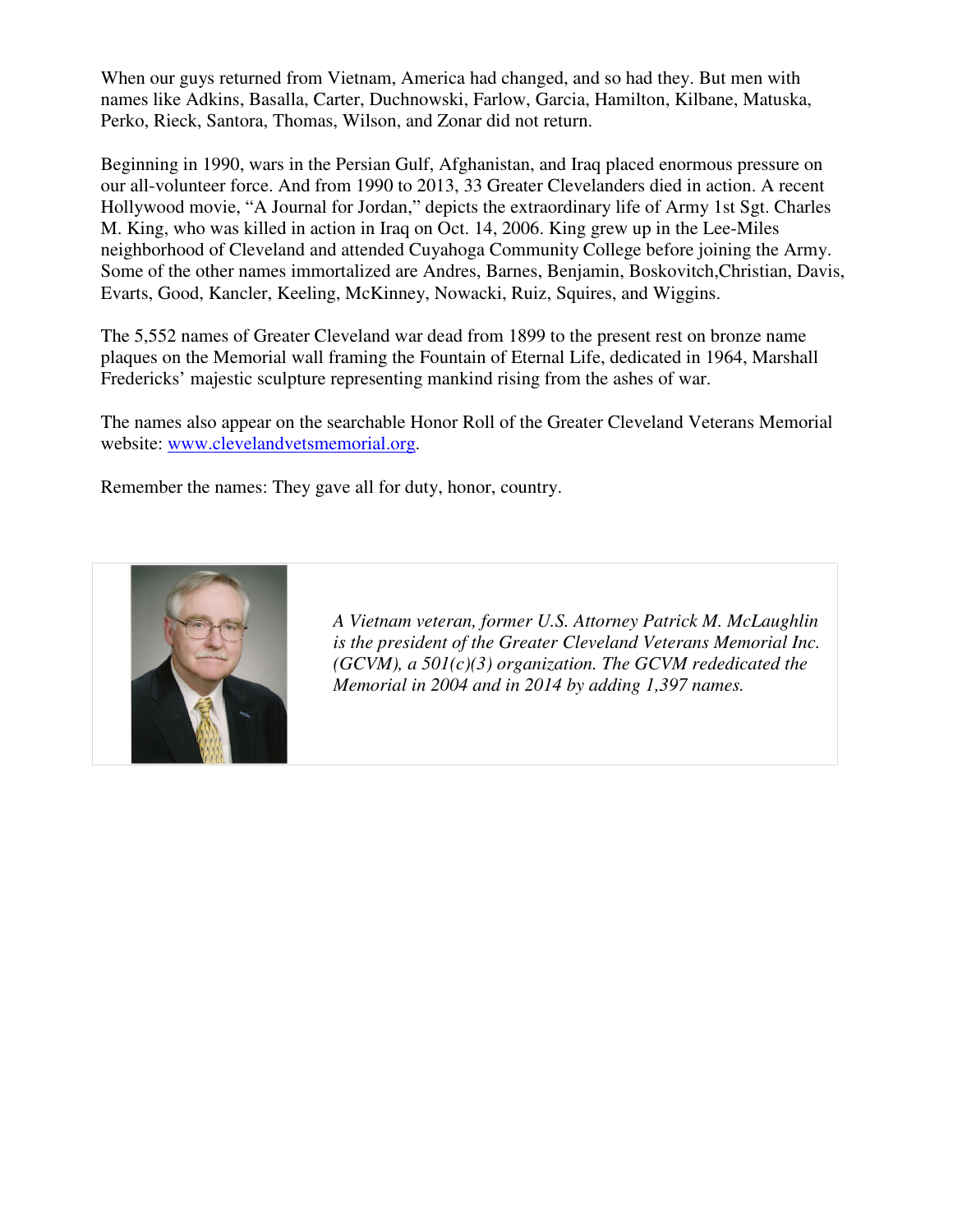When our guys returned from Vietnam, America had changed, and so had they. But men with names like Adkins, Basalla, Carter, Duchnowski, Farlow, Garcia, Hamilton, Kilbane, Matuska, Perko, Rieck, Santora, Thomas, Wilson, and Zonar did not return.

Beginning in 1990, wars in the Persian Gulf, Afghanistan, and Iraq placed enormous pressure on our all-volunteer force. And from 1990 to 2013, 33 Greater Clevelanders died in action. A recent Hollywood movie, "A Journal for Jordan," depicts the extraordinary life of Army 1st Sgt. Charles M. King, who was killed in action in Iraq on Oct. 14, 2006. King grew up in the Lee-Miles neighborhood of Cleveland and attended Cuyahoga Community College before joining the Army. Some of the other names immortalized are Andres, Barnes, Benjamin, Boskovitch,Christian, Davis, Evarts, Good, Kancler, Keeling, McKinney, Nowacki, Ruiz, Squires, and Wiggins.

The 5,552 names of Greater Cleveland war dead from 1899 to the present rest on bronze name plaques on the Memorial wall framing the Fountain of Eternal Life, dedicated in 1964, Marshall Fredericks' majestic sculpture representing mankind rising from the ashes of war.

The names also appear on the searchable Honor Roll of the Greater Cleveland Veterans Memorial website: [www.clevelandvetsmemorial.org](http://www.clevelandvetsmemorial.org).

Remember the names: They gave all for duty, honor, country.

*A Vietnam veteran, former U.S. Attorney Patrick M. McLaughlin is the president of the Greater Cleveland Veterans Memorial Inc. (GCVM), a 501(c)(3) organization. The GCVM rededicated the Memorial in 2004 and in 2014 by adding 1,397 names.*